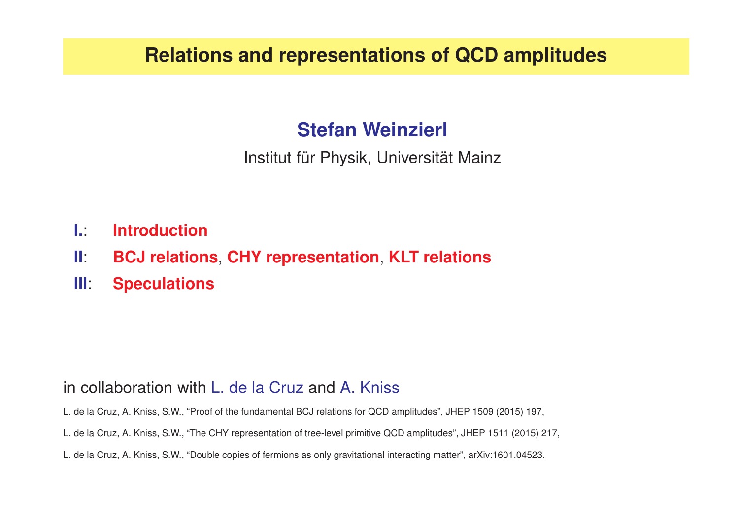# Relations and representations of QCD amplitudes

**Stefan Weinzierl**

Institut für Physik, Universität Mainz

**I.**: **Introduction**

**II**: **BCJ relations**, **CHY representation**, **KLT relations**

**III**: **Speculations**

in collaboration with L. de la Cruz and A. Kniss

L. de la Cruz, A. Kniss, S.W., "Proof of the fundamental BCJ relations for QCD amplitudes", JHEP 1509 (2015) 197,

L. de la Cruz, A. Kniss, S.W., "The CHY representation of tree-level primitive QCD amplitudes", JHEP 1511 (2015) 217,

L. de la Cruz, A. Kniss, S.W., "Double copies of fermions as only gravitational interacting matter", arXiv:1601.04523.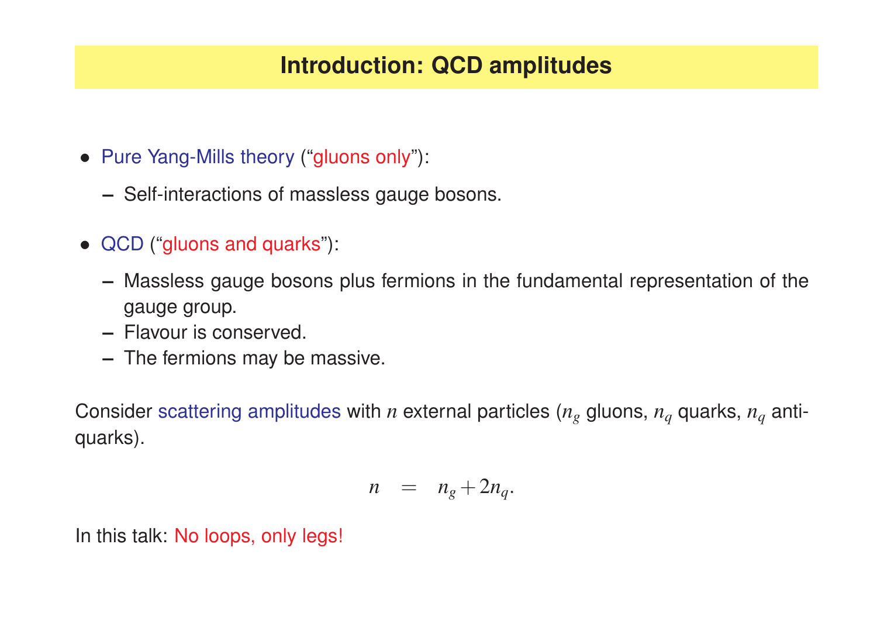## Introduction: QCD amplitudes

- Pure Yang-Mills theory ("gluons only"):
  - Self-interactions of massless gauge bosons.

- QCD ("gluons and quarks"):
  - Massless gauge bosons plus fermions in the fundamental representation of the gauge group.
  - Flavour is conserved.
  - The fermions may be massive.

Consider scattering amplitudes with $n$ external particles ($n_g$ gluons, $n_q$ quarks, $n_q$ anti-quarks).

$$n = n_g + 2n_q.$$

In this talk: No loops, only legs!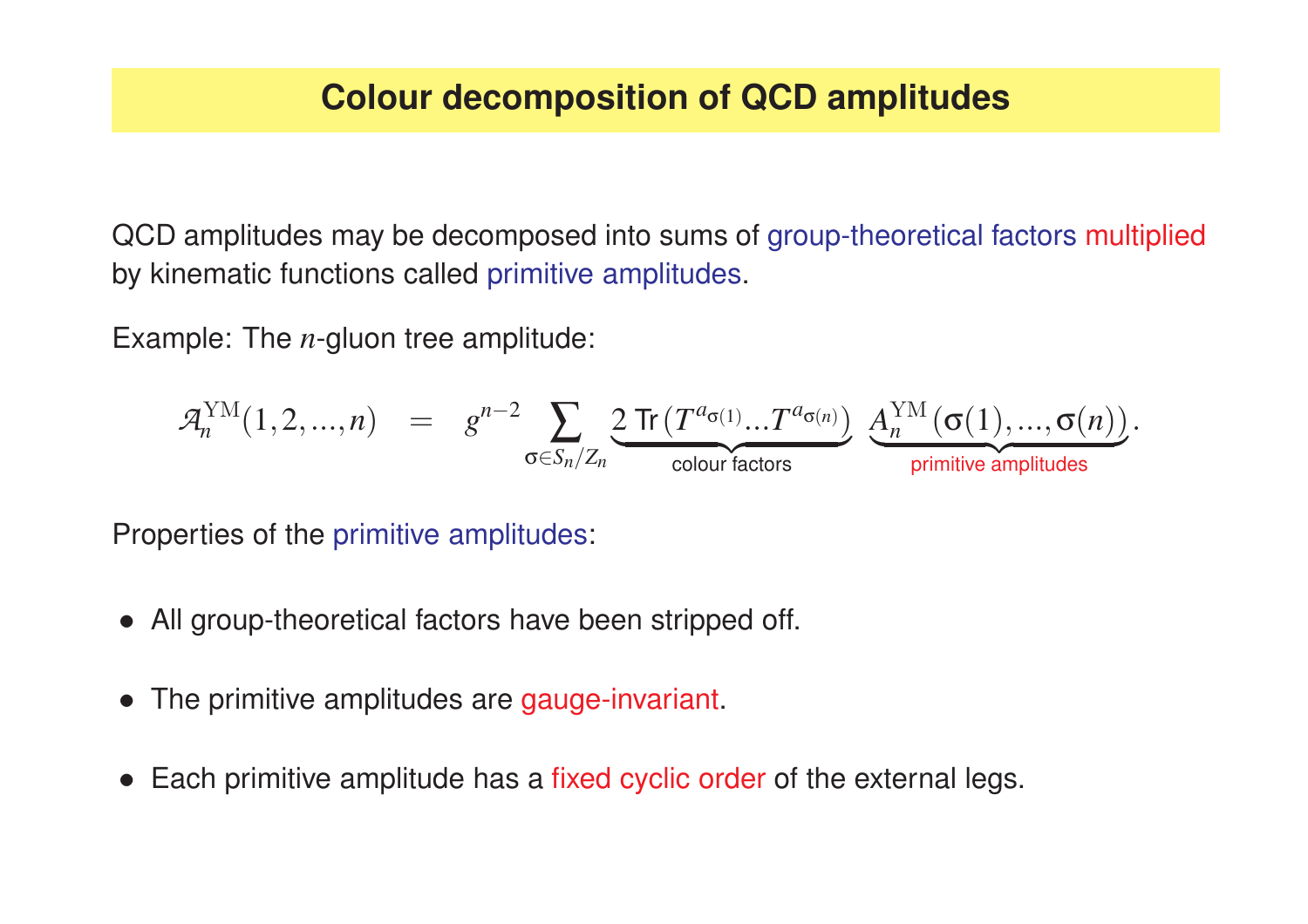# Colour decomposition of QCD amplitudes

QCD amplitudes may be decomposed into sums of group-theoretical factors multiplied by kinematic functions called primitive amplitudes.

Example: The $n$-gluon tree amplitude:

$$\mathcal{A}_n^{\mathrm{YM}}(1,2,...,n) = g^{n-2} \sum_{\sigma \in S_n / Z_n} \underbrace{2 \, \mathrm{Tr}\left(T^{a_{\sigma(1)}} ... T^{a_{\sigma(n)}}\right)}_{\text{colour factors}} \, \underbrace{A_n^{\mathrm{YM}}\left(\sigma(1), ..., \sigma(n)\right)}_{\text{primitive amplitudes}}.$$

Properties of the primitive amplitudes:

- All group-theoretical factors have been stripped off.
- The primitive amplitudes are gauge-invariant.
- Each primitive amplitude has a fixed cyclic order of the external legs.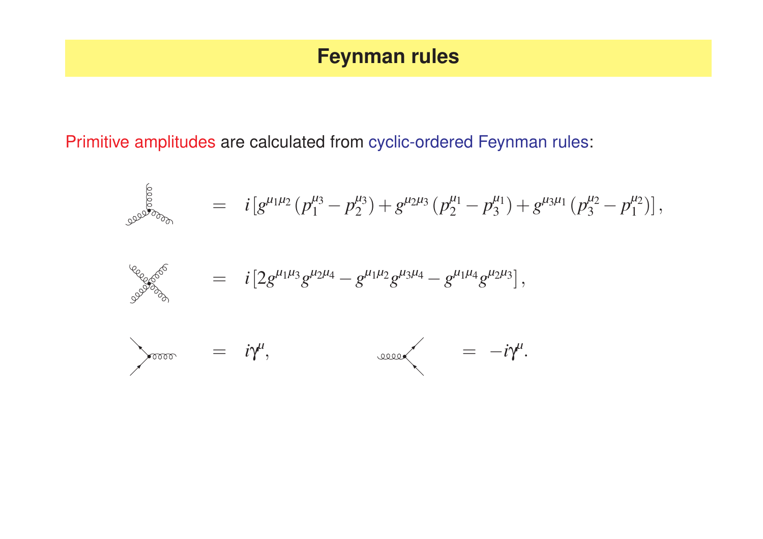# Feynman rules

Primitive amplitudes are calculated from cyclic-ordered Feynman rules:

$$= \quad i\left[g^{\mu_1\mu_2}\left(p_1^{\mu_3} - p_2^{\mu_3}\right) + g^{\mu_2\mu_3}\left(p_2^{\mu_1} - p_3^{\mu_1}\right) + g^{\mu_3\mu_1}\left(p_3^{\mu_2} - p_1^{\mu_2}\right)\right],$$

$$= \quad i\left[2g^{\mu_1\mu_3}g^{\mu_2\mu_4} - g^{\mu_1\mu_2}g^{\mu_3\mu_4} - g^{\mu_1\mu_4}g^{\mu_2\mu_3}\right],$$

$$= \quad i\gamma^\mu, \qquad\qquad = \; -i\gamma^\mu.$$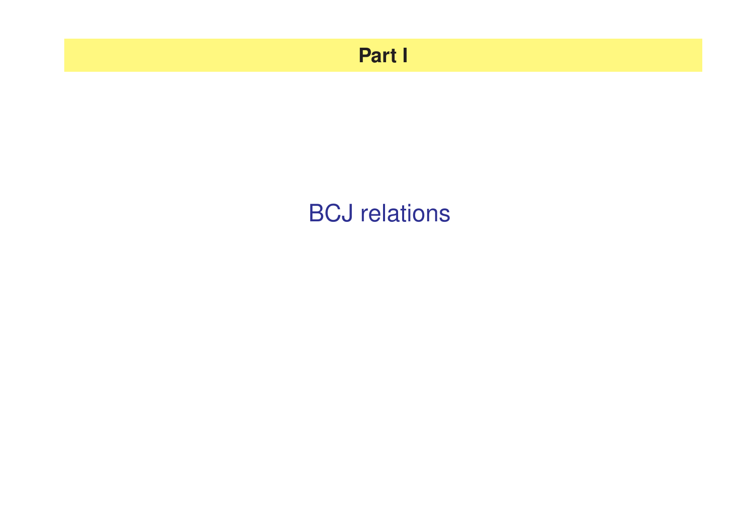# Part I

BCJ relations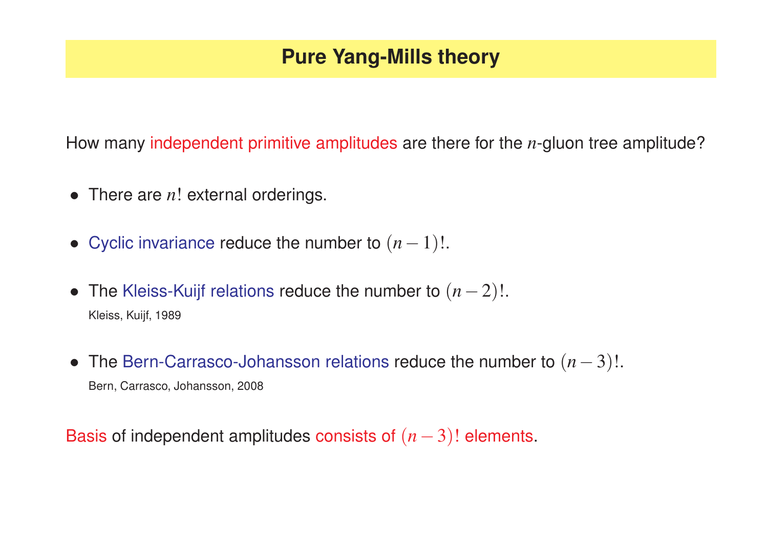# Pure Yang-Mills theory

How many independent primitive amplitudes are there for the $n$-gluon tree amplitude?

- There are $n!$ external orderings.
- Cyclic invariance reduce the number to $(n-1)!$.
- The Kleiss-Kuijf relations reduce the number to $(n-2)!$.
  Kleiss, Kuijf, 1989
- The Bern-Carrasco-Johansson relations reduce the number to $(n-3)!$.
  Bern, Carrasco, Johansson, 2008

Basis of independent amplitudes consists of $(n-3)!$ elements.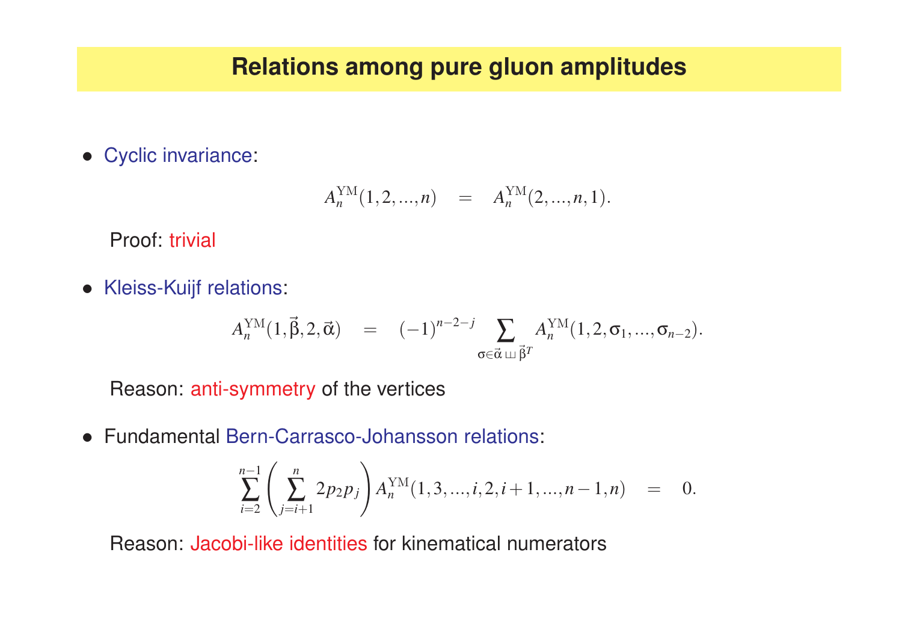# Relations among pure gluon amplitudes

- Cyclic invariance:

$$A_n^{\mathrm{YM}}(1,2,...,n) \quad = \quad A_n^{\mathrm{YM}}(2,...,n,1).$$

  Proof: trivial

- Kleiss-Kuijf relations:

$$A_n^{\mathrm{YM}}(1,\vec{\beta},2,\vec{\alpha}) \quad = \quad (-1)^{n-2-j} \sum_{\sigma \in \vec{\alpha} \,\sqcup\!\sqcup\, \vec{\beta}^T} A_n^{\mathrm{YM}}(1,2,\sigma_1,...,\sigma_{n-2}).$$

  Reason: anti-symmetry of the vertices

- Fundamental Bern-Carrasco-Johansson relations:

$$\sum_{i=2}^{n-1} \left( \sum_{j=i+1}^{n} 2 p_2 p_j \right) A_n^{\mathrm{YM}}(1,3,...,i,2,i+1,...,n-1,n) \quad = \quad 0.$$

  Reason: Jacobi-like identities for kinematical numerators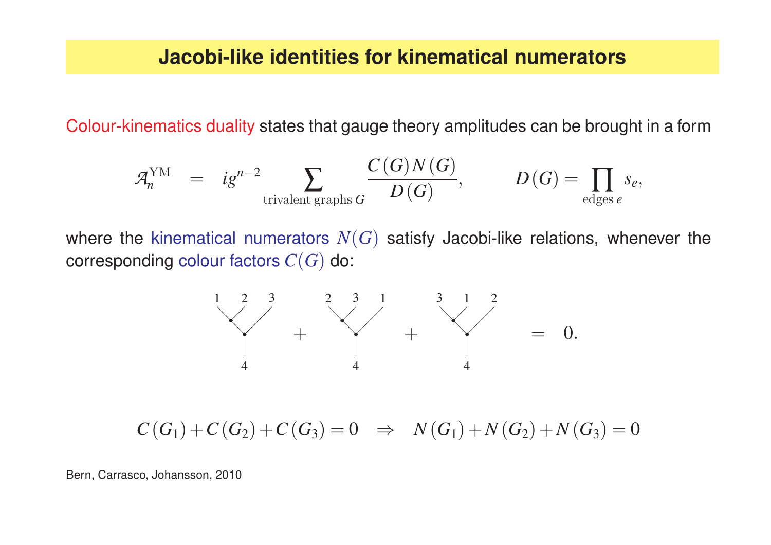## Jacobi-like identities for kinematical numerators

Colour-kinematics duality states that gauge theory amplitudes can be brought in a form

$$\mathcal{A}_n^{\mathrm{YM}} = i g^{n-2} \sum_{\text{trivalent graphs } G} \frac{C(G) N(G)}{D(G)}, \qquad D(G) = \prod_{\text{edges } e} s_e,$$

where the kinematical numerators $N(G)$ satisfy Jacobi-like relations, whenever the corresponding colour factors $C(G)$ do:

$$G_1(1,2,3;4) + G_2(2,3,1;4) + G_3(3,1,2;4) = 0.$$

$$C(G_1) + C(G_2) + C(G_3) = 0 \quad \Rightarrow \quad N(G_1) + N(G_2) + N(G_3) = 0$$

Bern, Carrasco, Johansson, 2010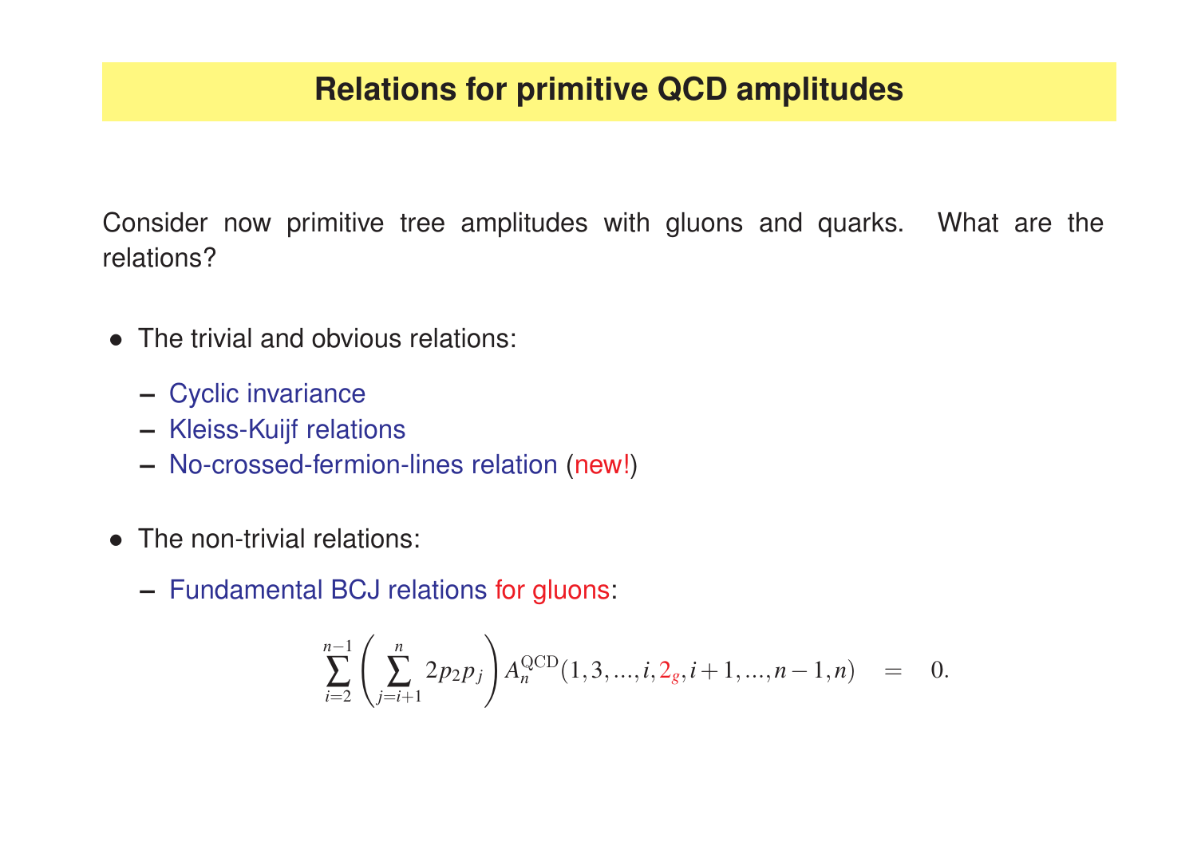# Relations for primitive QCD amplitudes

Consider now primitive tree amplitudes with gluons and quarks. What are the relations?

- The trivial and obvious relations:
  - Cyclic invariance
  - Kleiss-Kuijf relations
  - No-crossed-fermion-lines relation (new!)

- The non-trivial relations:
  - Fundamental BCJ relations for gluons:

$$\sum_{i=2}^{n-1} \left( \sum_{j=i+1}^{n} 2p_2 p_j \right) A_n^{\mathrm{QCD}}(1,3,...,i,2_g,i+1,...,n-1,n) \quad = \quad 0.$$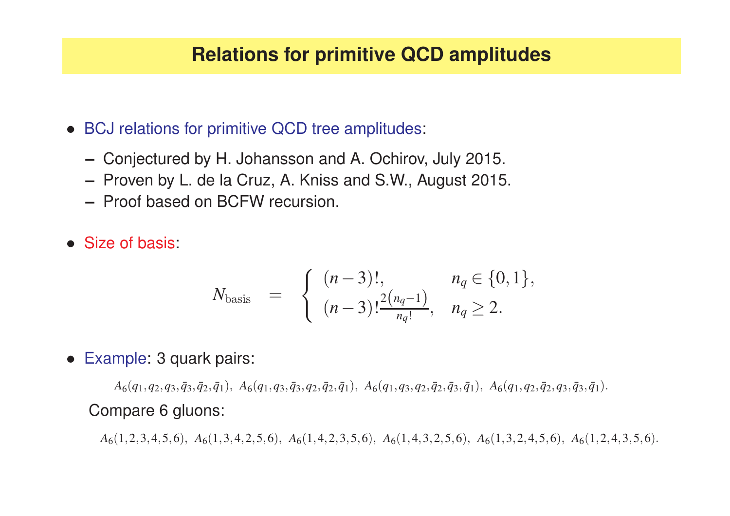## Relations for primitive QCD amplitudes

- BCJ relations for primitive QCD tree amplitudes:
  - Conjectured by H. Johansson and A. Ochirov, July 2015.
  - Proven by L. de la Cruz, A. Kniss and S.W., August 2015.
  - Proof based on BCFW recursion.

- Size of basis:

$$N_{\text{basis}} = \begin{cases} (n-3)!, & n_q \in \{0,1\}, \\ (n-3)! \frac{2(n_q-1)}{n_q!}, & n_q \geq 2. \end{cases}$$

- Example: 3 quark pairs:

  $A_6(q_1, q_2, q_3, \bar{q}_3, \bar{q}_2, \bar{q}_1),\ A_6(q_1, q_3, \bar{q}_3, q_2, \bar{q}_2, \bar{q}_1),\ A_6(q_1, q_3, q_2, \bar{q}_2, \bar{q}_3, \bar{q}_1),\ A_6(q_1, q_2, \bar{q}_2, q_3, \bar{q}_3, \bar{q}_1).$

  Compare 6 gluons:

  $A_6(1,2,3,4,5,6),\ A_6(1,3,4,2,5,6),\ A_6(1,4,2,3,5,6),\ A_6(1,4,3,2,5,6),\ A_6(1,3,2,4,5,6),\ A_6(1,2,4,3,5,6).$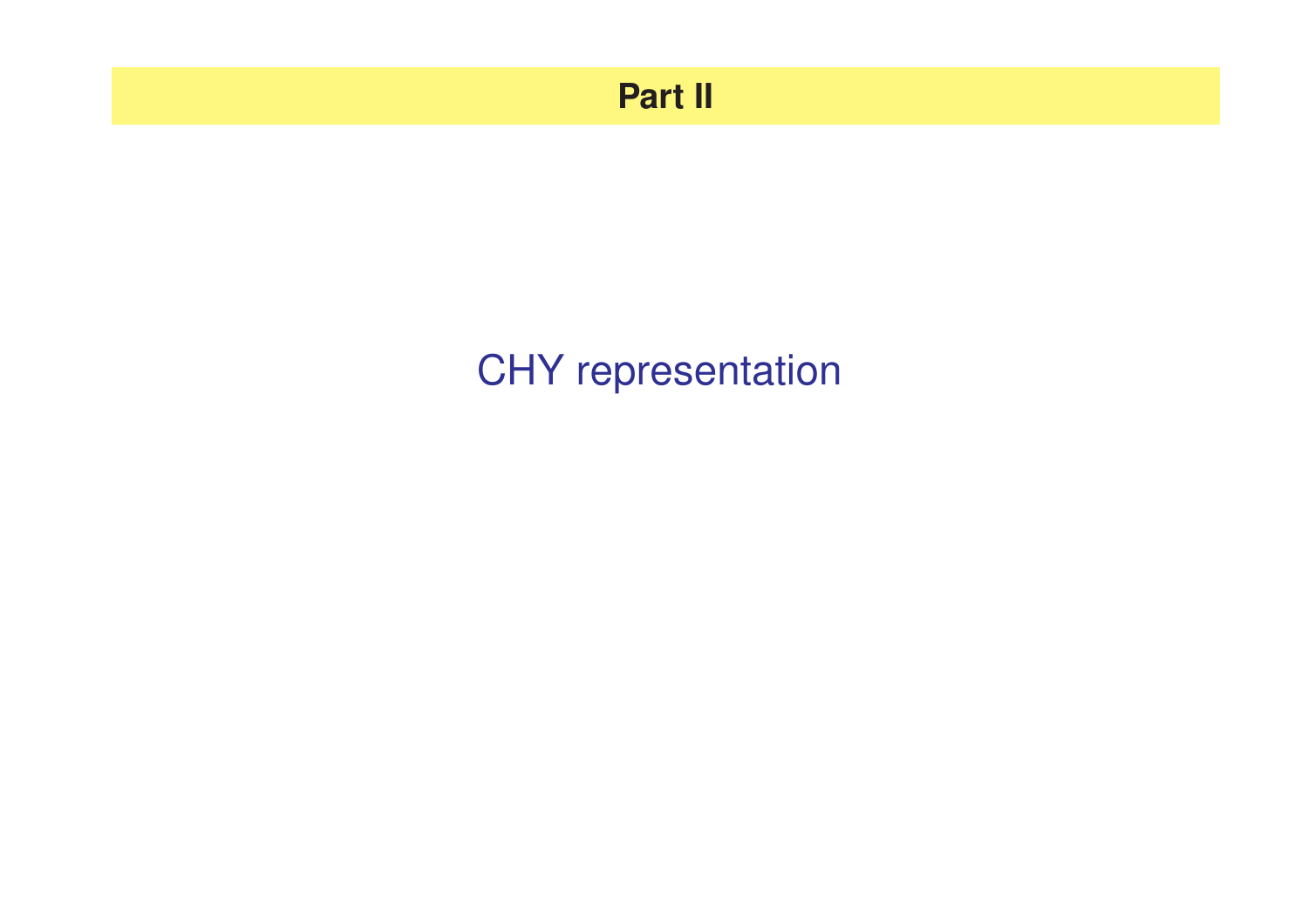# Part II

CHY representation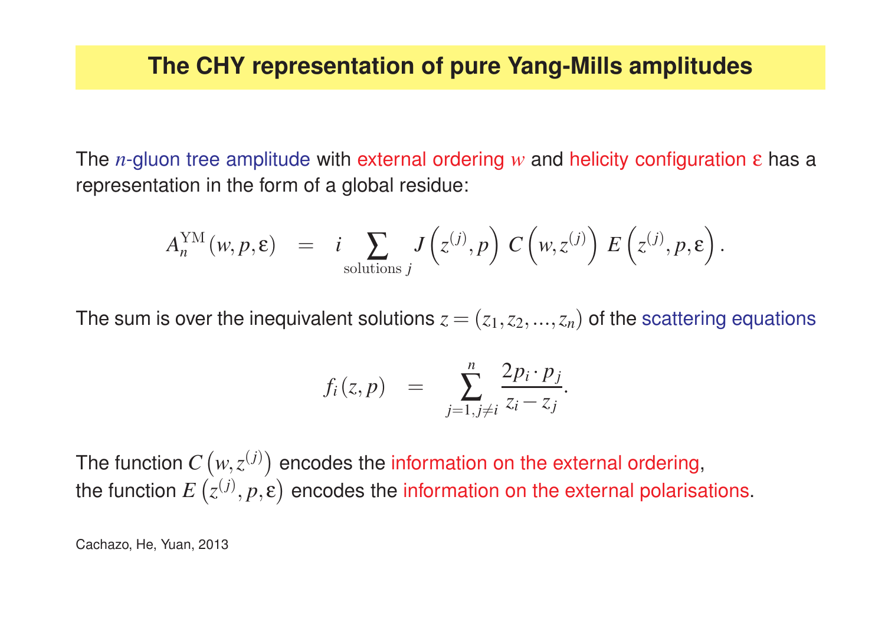# The CHY representation of pure Yang-Mills amplitudes

The $n$-gluon tree amplitude with external ordering $w$ and helicity configuration $\varepsilon$ has a representation in the form of a global residue:

$$A_n^{\mathrm{YM}}(w, p, \varepsilon) \quad = \quad i \sum_{\text{solutions } j} J\left(z^{(j)}, p\right) \, C\left(w, z^{(j)}\right) \, E\left(z^{(j)}, p, \varepsilon\right).$$

The sum is over the inequivalent solutions $z = (z_1, z_2, \ldots, z_n)$ of the scattering equations

$$f_i(z, p) \quad = \quad \sum_{j=1, j \neq i}^{n} \frac{2 p_i \cdot p_j}{z_i - z_j}.$$

The function $C\left(w, z^{(j)}\right)$ encodes the information on the external ordering,
the function $E\left(z^{(j)}, p, \varepsilon\right)$ encodes the information on the external polarisations.

Cachazo, He, Yuan, 2013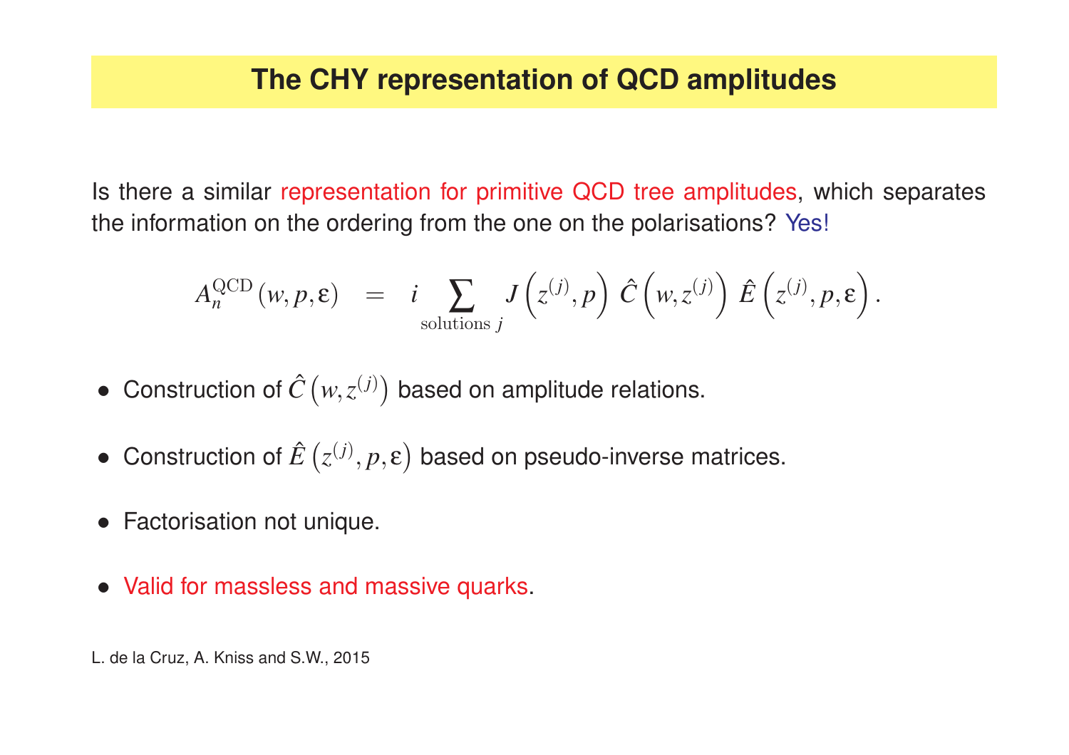# The CHY representation of QCD amplitudes

Is there a similar representation for primitive QCD tree amplitudes, which separates the information on the ordering from the one on the polarisations? Yes!

$$A_n^{\mathrm{QCD}}(w, p, \varepsilon) \;\; = \;\; i \sum_{\text{solutions } j} J\left(z^{(j)}, p\right) \, \hat{C}\left(w, z^{(j)}\right) \, \hat{E}\left(z^{(j)}, p, \varepsilon\right).$$

- Construction of $\hat{C}\left(w, z^{(j)}\right)$ based on amplitude relations.
- Construction of $\hat{E}\left(z^{(j)}, p, \varepsilon\right)$ based on pseudo-inverse matrices.
- Factorisation not unique.
- Valid for massless and massive quarks.

L. de la Cruz, A. Kniss and S.W., 2015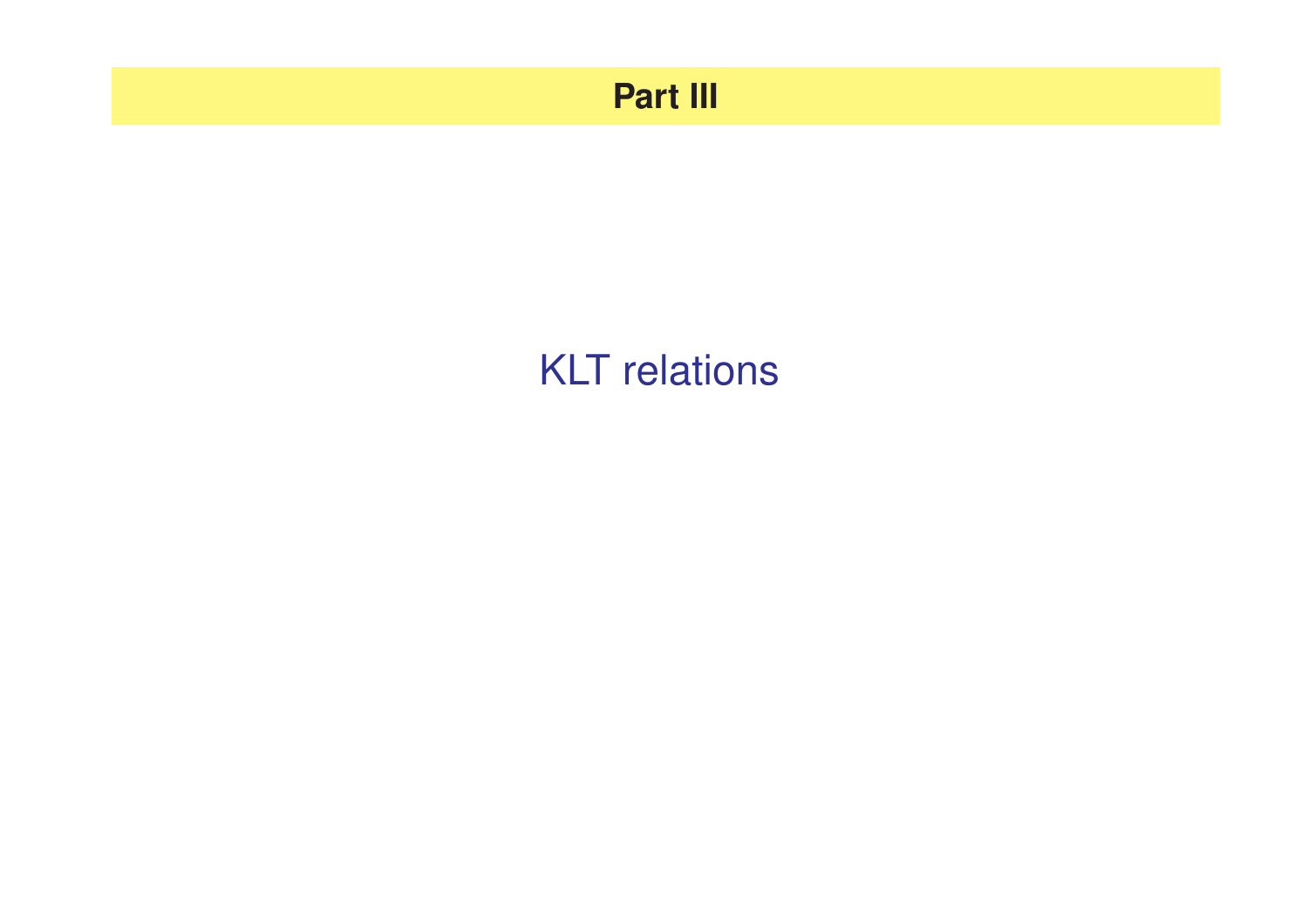# Part III

KLT relations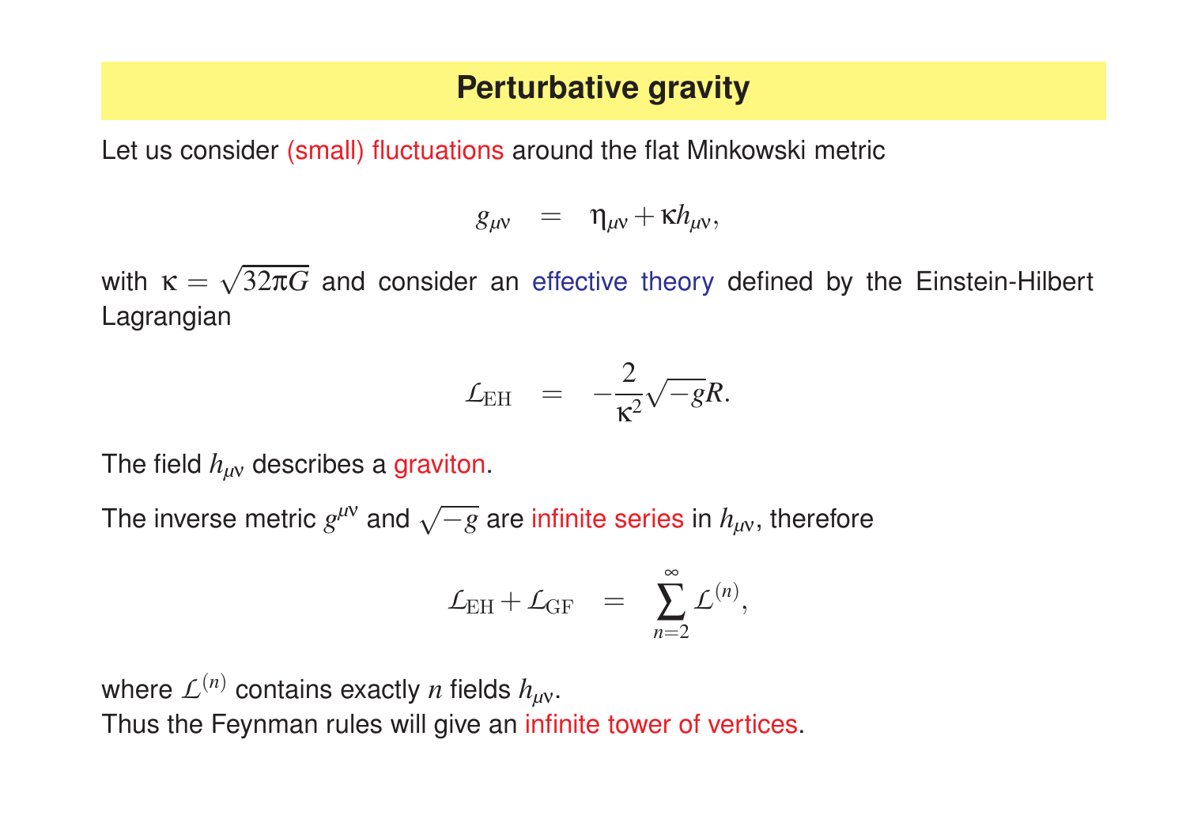# Perturbative gravity

Let us consider (small) fluctuations around the flat Minkowski metric

$$g_{\mu\nu} = \eta_{\mu\nu} + \kappa h_{\mu\nu},$$

with $\kappa = \sqrt{32\pi G}$ and consider an effective theory defined by the Einstein-Hilbert Lagrangian

$$\mathcal{L}_{\mathrm{EH}} = -\frac{2}{\kappa^2}\sqrt{-g}R.$$

The field $h_{\mu\nu}$ describes a graviton.

The inverse metric $g^{\mu\nu}$ and $\sqrt{-g}$ are infinite series in $h_{\mu\nu}$, therefore

$$\mathcal{L}_{\mathrm{EH}} + \mathcal{L}_{\mathrm{GF}} = \sum_{n=2}^{\infty} \mathcal{L}^{(n)},$$

where $\mathcal{L}^{(n)}$ contains exactly $n$ fields $h_{\mu\nu}$.
Thus the Feynman rules will give an infinite tower of vertices.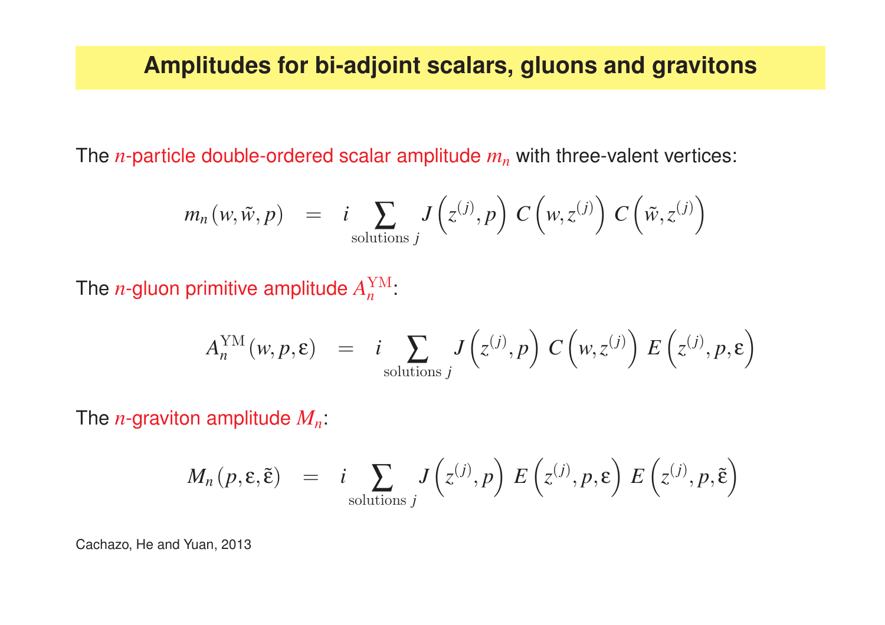## Amplitudes for bi-adjoint scalars, gluons and gravitons

The $n$-particle double-ordered scalar amplitude $m_n$ with three-valent vertices:

$$m_n(w, \tilde{w}, p) \quad = \quad i \sum_{\text{solutions } j} J\left(z^{(j)}, p\right) \, C\left(w, z^{(j)}\right) \, C\left(\tilde{w}, z^{(j)}\right)$$

The $n$-gluon primitive amplitude $A_n^{\mathrm{YM}}$:

$$A_n^{\mathrm{YM}}(w, p, \varepsilon) \quad = \quad i \sum_{\text{solutions } j} J\left(z^{(j)}, p\right) \, C\left(w, z^{(j)}\right) \, E\left(z^{(j)}, p, \varepsilon\right)$$

The $n$-graviton amplitude $M_n$:

$$M_n(p, \varepsilon, \tilde{\varepsilon}) \quad = \quad i \sum_{\text{solutions } j} J\left(z^{(j)}, p\right) \, E\left(z^{(j)}, p, \varepsilon\right) \, E\left(z^{(j)}, p, \tilde{\varepsilon}\right)$$

Cachazo, He and Yuan, 2013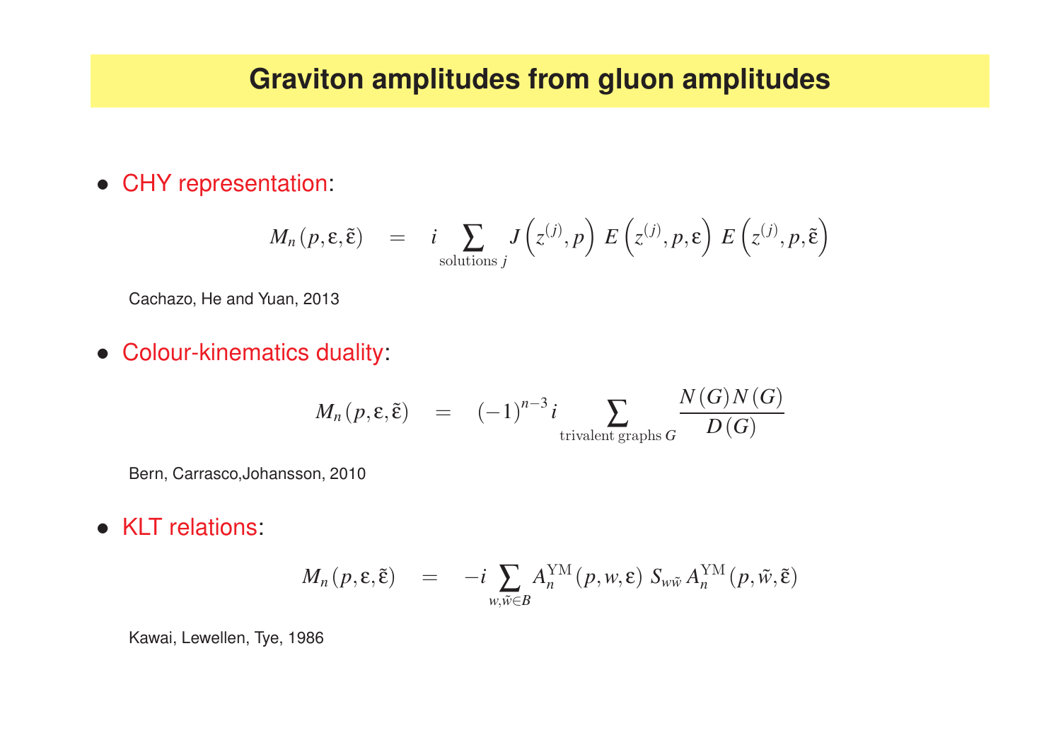# Graviton amplitudes from gluon amplitudes

- CHY representation:

$$M_n(p,\varepsilon,\tilde{\varepsilon}) \quad = \quad i \sum_{\text{solutions } j} J\left(z^{(j)},p\right)\, E\left(z^{(j)},p,\varepsilon\right)\, E\left(z^{(j)},p,\tilde{\varepsilon}\right)$$

Cachazo, He and Yuan, 2013

- Colour-kinematics duality:

$$M_n(p,\varepsilon,\tilde{\varepsilon}) \quad = \quad (-1)^{n-3} i \sum_{\text{trivalent graphs } G} \frac{N(G)N(G)}{D(G)}$$

Bern, Carrasco,Johansson, 2010

- KLT relations:

$$M_n(p,\varepsilon,\tilde{\varepsilon}) \quad = \quad -i \sum_{w,\tilde{w}\in B} A_n^{\mathrm{YM}}(p,w,\varepsilon)\, S_{w\tilde{w}}\, A_n^{\mathrm{YM}}(p,\tilde{w},\tilde{\varepsilon})$$

Kawai, Lewellen, Tye, 1986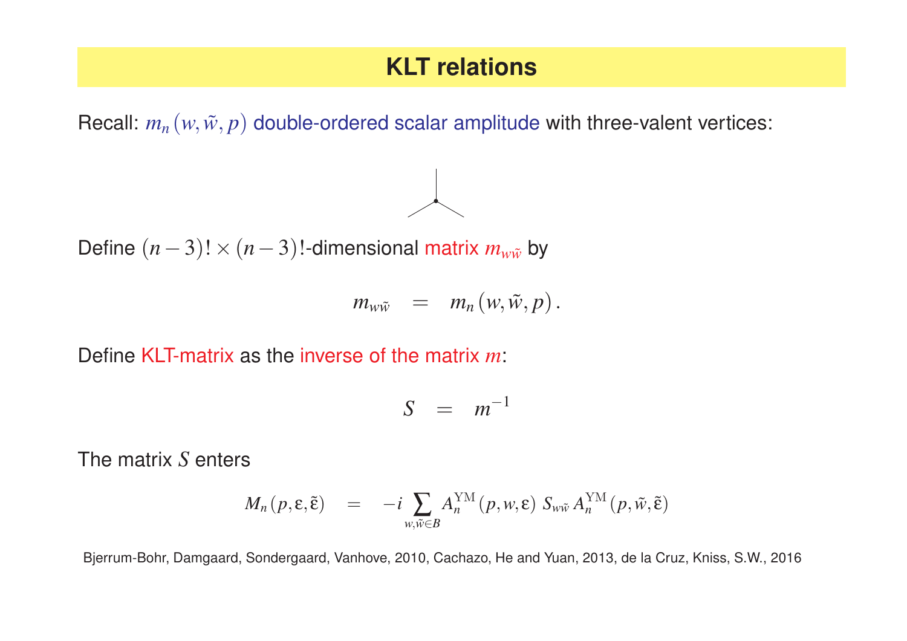# KLT relations

Recall: $m_n(w, \tilde{w}, p)$ double-ordered scalar amplitude with three-valent vertices:

Define $(n-3)! \times (n-3)!$-dimensional matrix $m_{w\tilde{w}}$ by

$$m_{w\tilde{w}} = m_n(w, \tilde{w}, p).$$

Define KLT-matrix as the inverse of the matrix $m$:

$$S = m^{-1}$$

The matrix $S$ enters

$$M_n(p, \varepsilon, \tilde{\varepsilon}) = -i \sum_{w, \tilde{w} \in B} A_n^{\mathrm{YM}}(p, w, \varepsilon) \, S_{w\tilde{w}} \, A_n^{\mathrm{YM}}(p, \tilde{w}, \tilde{\varepsilon})$$

Bjerrum-Bohr, Damgaard, Sondergaard, Vanhove, 2010, Cachazo, He and Yuan, 2013, de la Cruz, Kniss, S.W., 2016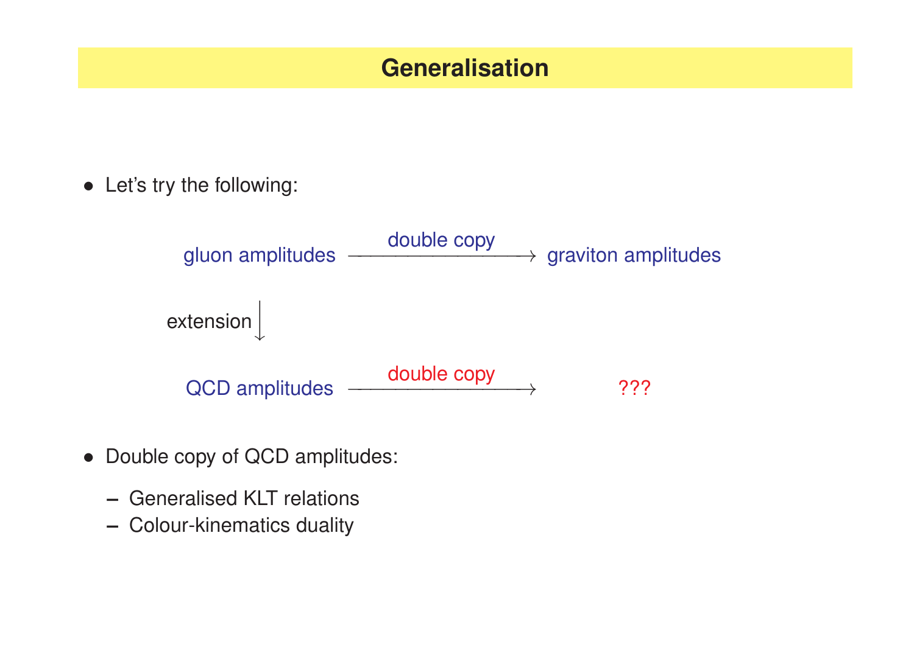# Generalisation

- Let's try the following:

$$
\begin{array}{ccc}
\text{gluon amplitudes} & \xrightarrow{\text{double copy}} & \text{graviton amplitudes} \\
\text{extension} \downarrow & & \\
\text{QCD amplitudes} & \xrightarrow{\text{double copy}} & ???
\end{array}
$$

- Double copy of QCD amplitudes:
  - Generalised KLT relations
  - Colour-kinematics duality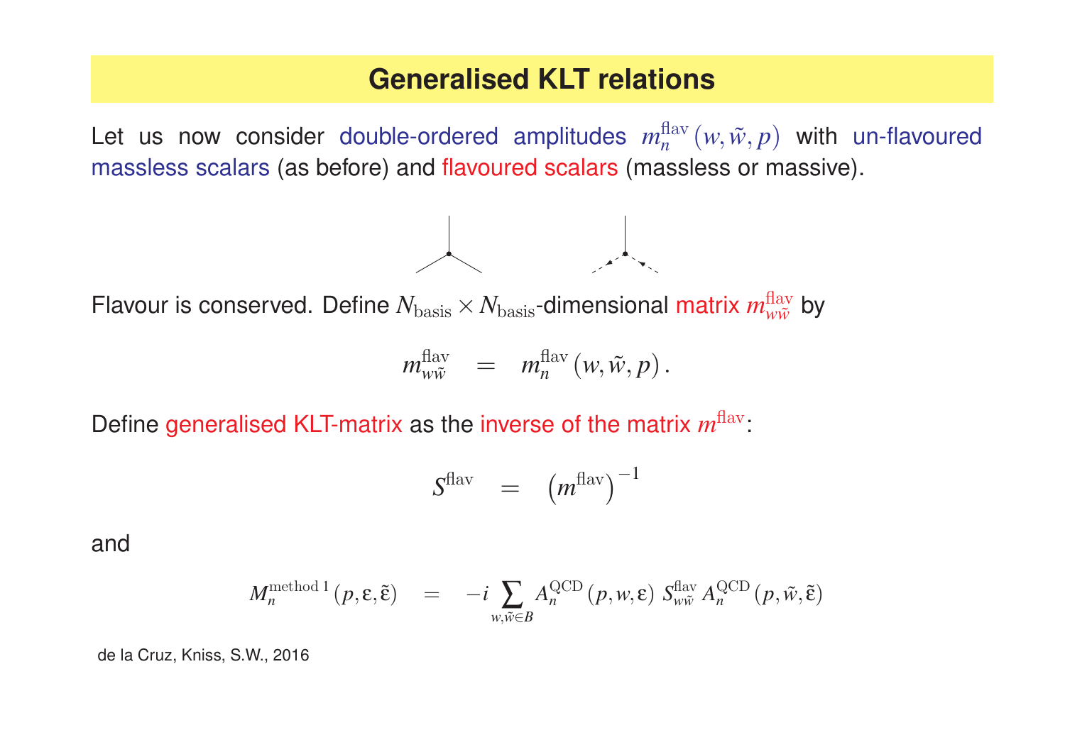# Generalised KLT relations

Let us now consider double-ordered amplitudes $m_n^{\text{flav}}(w, \tilde{w}, p)$ with un-flavoured massless scalars (as before) and flavoured scalars (massless or massive).

Flavour is conserved. Define $N_{\text{basis}} \times N_{\text{basis}}$-dimensional matrix $m_{w\tilde{w}}^{\text{flav}}$ by

$$m_{w\tilde{w}}^{\text{flav}} = m_n^{\text{flav}}(w, \tilde{w}, p).$$

Define generalised KLT-matrix as the inverse of the matrix $m^{\text{flav}}$:

$$S^{\text{flav}} = \left(m^{\text{flav}}\right)^{-1}$$

and

$$M_n^{\text{method 1}}(p, \varepsilon, \tilde{\varepsilon}) = -i \sum_{w, \tilde{w} \in B} A_n^{\text{QCD}}(p, w, \varepsilon) \, S_{w\tilde{w}}^{\text{flav}} \, A_n^{\text{QCD}}(p, \tilde{w}, \tilde{\varepsilon})$$

de la Cruz, Kniss, S.W., 2016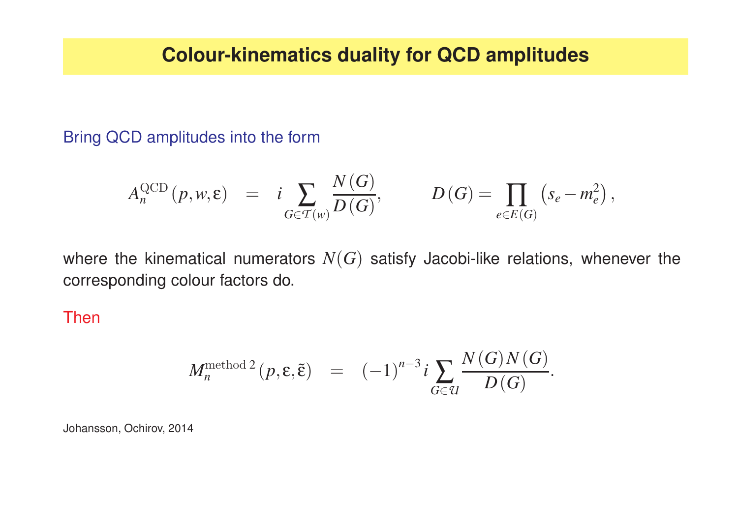# Colour-kinematics duality for QCD amplitudes

Bring QCD amplitudes into the form

$$A_n^{\mathrm{QCD}}(p,w,\varepsilon) \;=\; i \sum_{G \in \mathcal{T}(w)} \frac{N(G)}{D(G)}, \qquad D(G) = \prod_{e \in E(G)} \left(s_e - m_e^2\right),$$

where the kinematical numerators $N(G)$ satisfy Jacobi-like relations, whenever the corresponding colour factors do.

Then

$$M_n^{\mathrm{method\,2}}(p,\varepsilon,\tilde{\varepsilon}) \;=\; (-1)^{n-3}\, i \sum_{G \in \mathcal{U}} \frac{N(G)\,N(G)}{D(G)}.$$

Johansson, Ochirov, 2014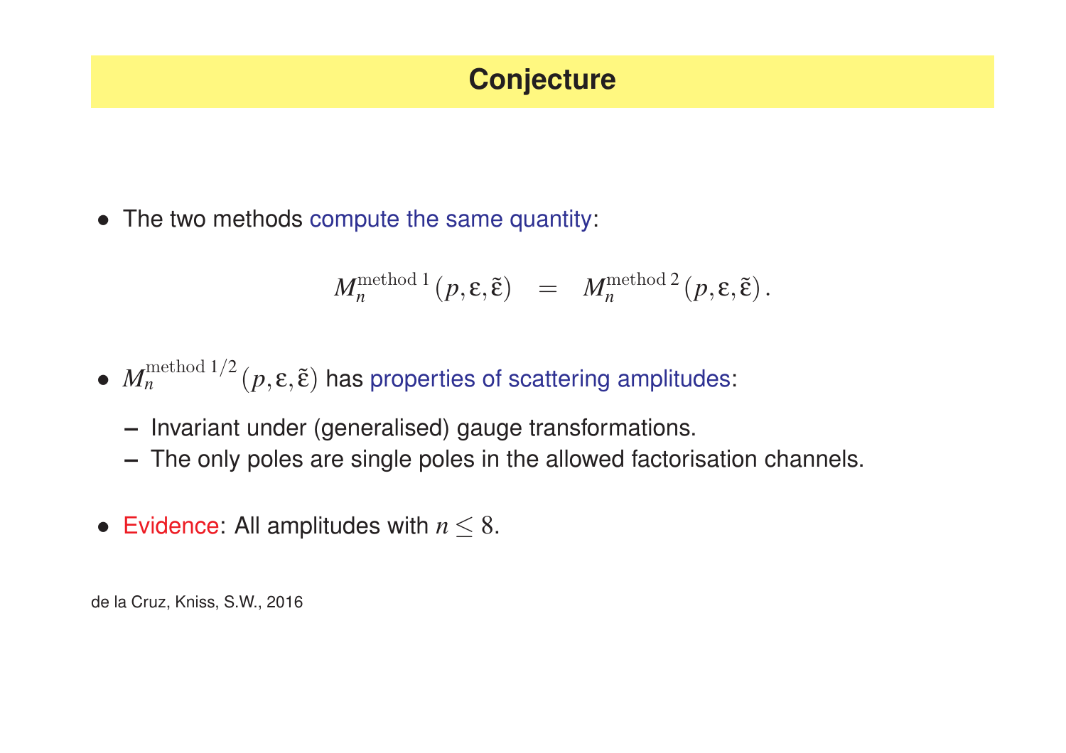# Conjecture

- The two methods compute the same quantity:

$$M_n^{\text{method 1}}(p, \varepsilon, \tilde{\varepsilon}) \quad = \quad M_n^{\text{method 2}}(p, \varepsilon, \tilde{\varepsilon}).$$

- $M_n^{\text{method 1/2}}(p, \varepsilon, \tilde{\varepsilon})$ has properties of scattering amplitudes:
  - Invariant under (generalised) gauge transformations.
  - The only poles are single poles in the allowed factorisation channels.

- Evidence: All amplitudes with $n \leq 8$.

de la Cruz, Kniss, S.W., 2016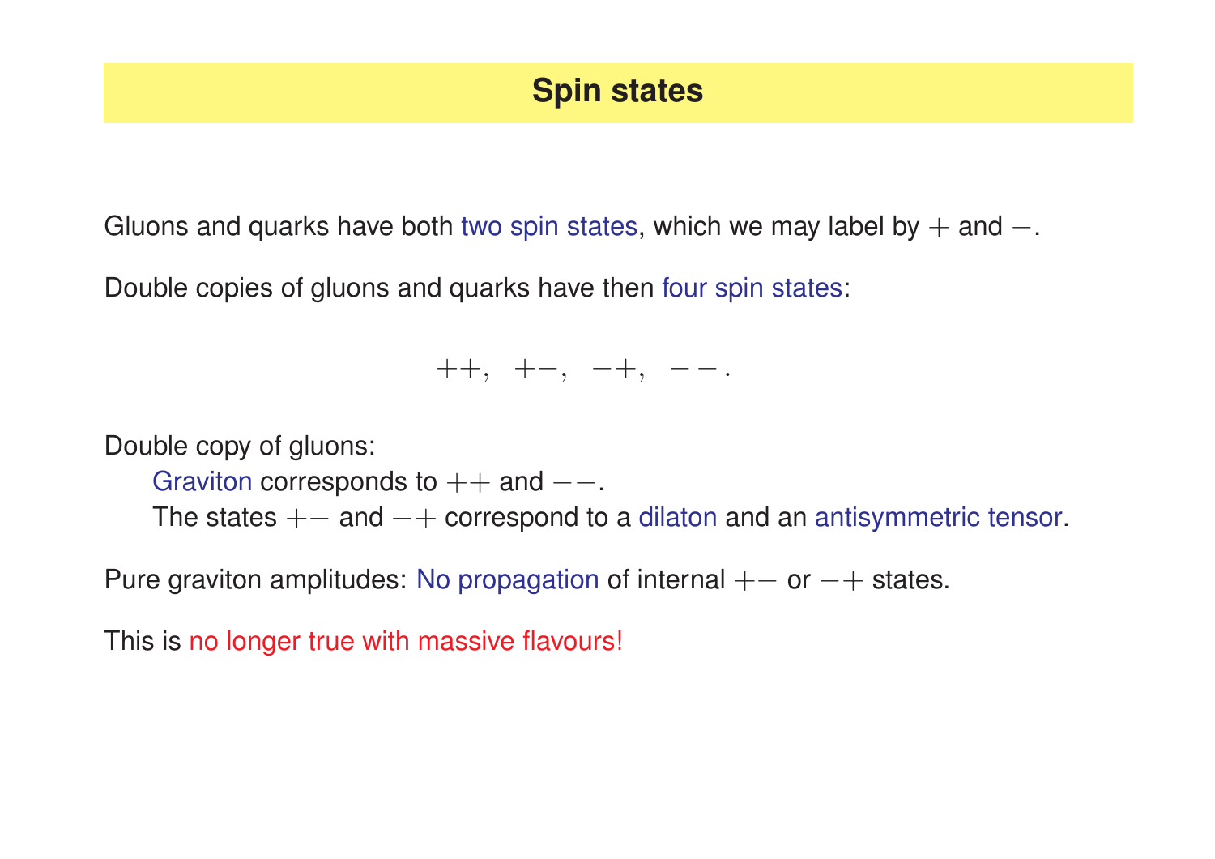# Spin states

Gluons and quarks have both two spin states, which we may label by $+$ and $-$.

Double copies of gluons and quarks have then four spin states:

$$++, \;\; +-, \;\; -+, \;\; --.$$

Double copy of gluons:

Graviton corresponds to $++$ and $--$.

The states $+-$ and $-+$ correspond to a dilaton and an antisymmetric tensor.

Pure graviton amplitudes: No propagation of internal $+-$ or $-+$ states.

This is no longer true with massive flavours!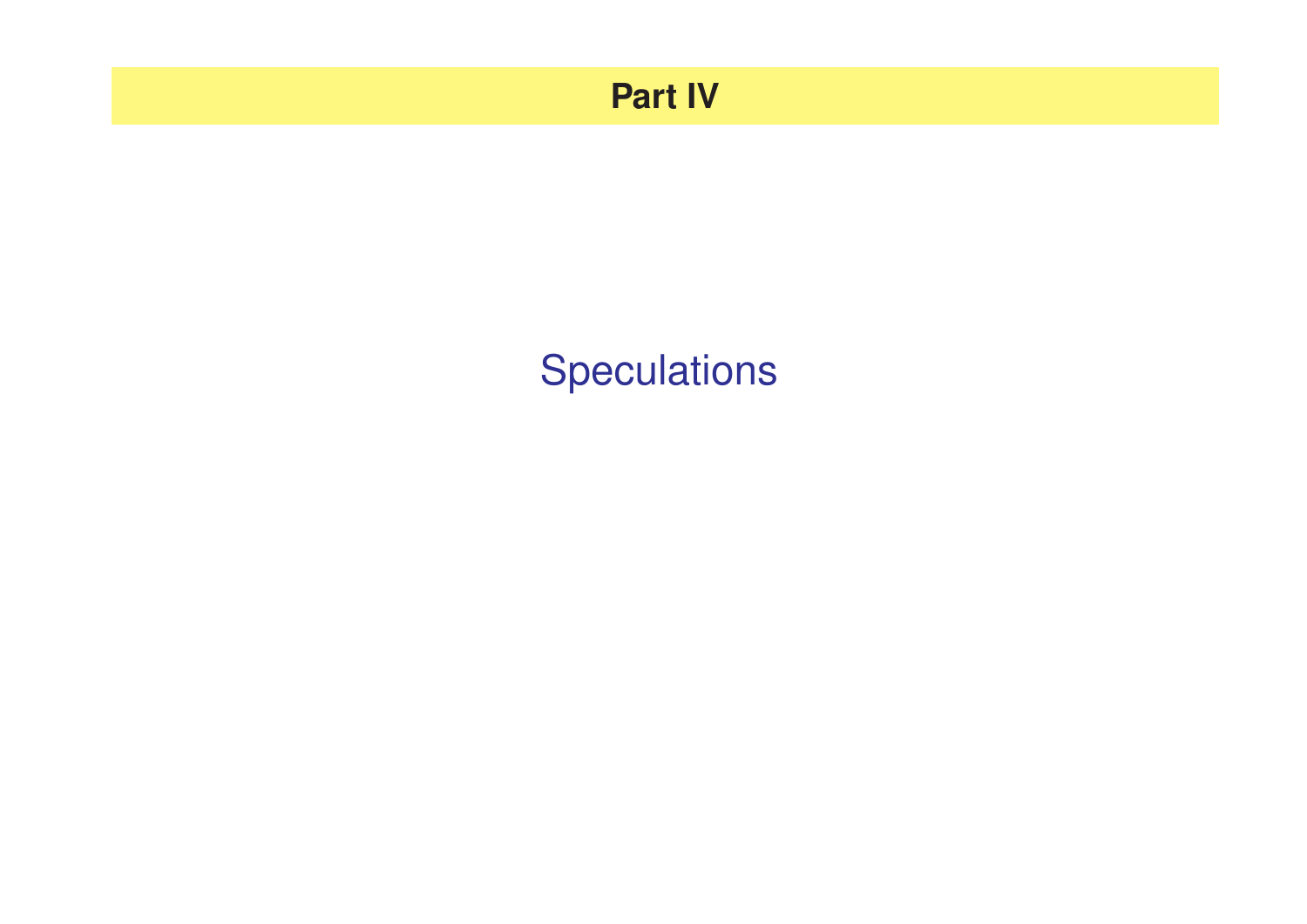# Part IV

## Speculations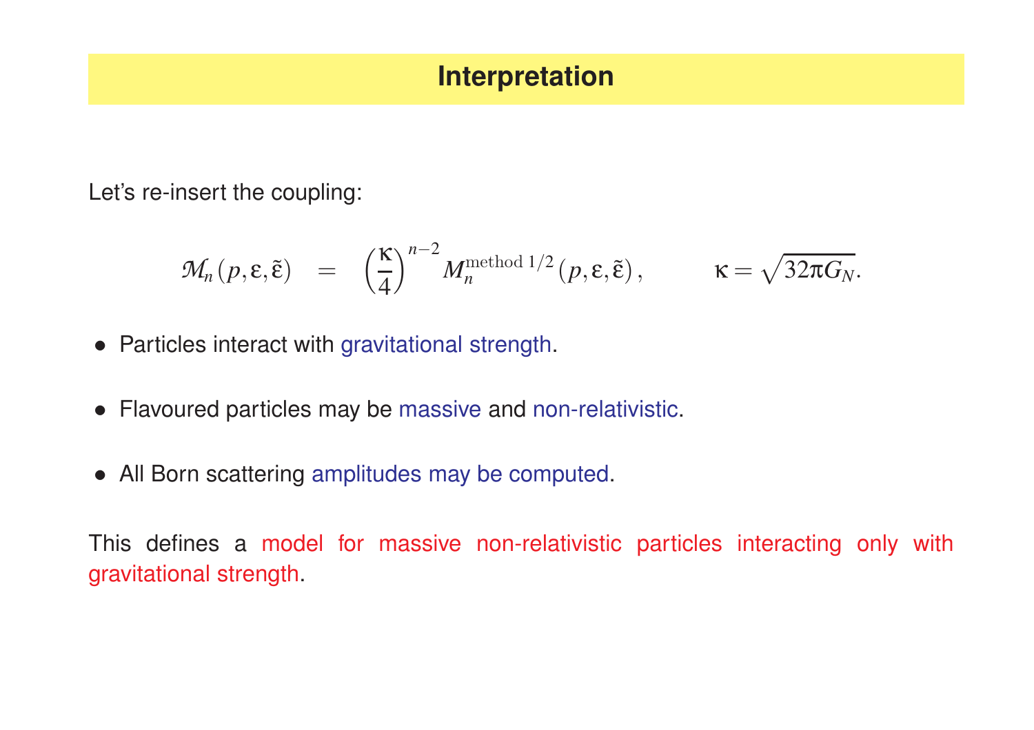## Interpretation

Let's re-insert the coupling:

$$\mathcal{M}_n(p,\varepsilon,\tilde{\varepsilon}) \quad = \quad \left(\frac{\kappa}{4}\right)^{n-2} M_n^{\text{method }1/2}(p,\varepsilon,\tilde{\varepsilon}), \qquad \kappa = \sqrt{32\pi G_N}.$$

- Particles interact with gravitational strength.
- Flavoured particles may be massive and non-relativistic.
- All Born scattering amplitudes may be computed.

This defines a model for massive non-relativistic particles interacting only with gravitational strength.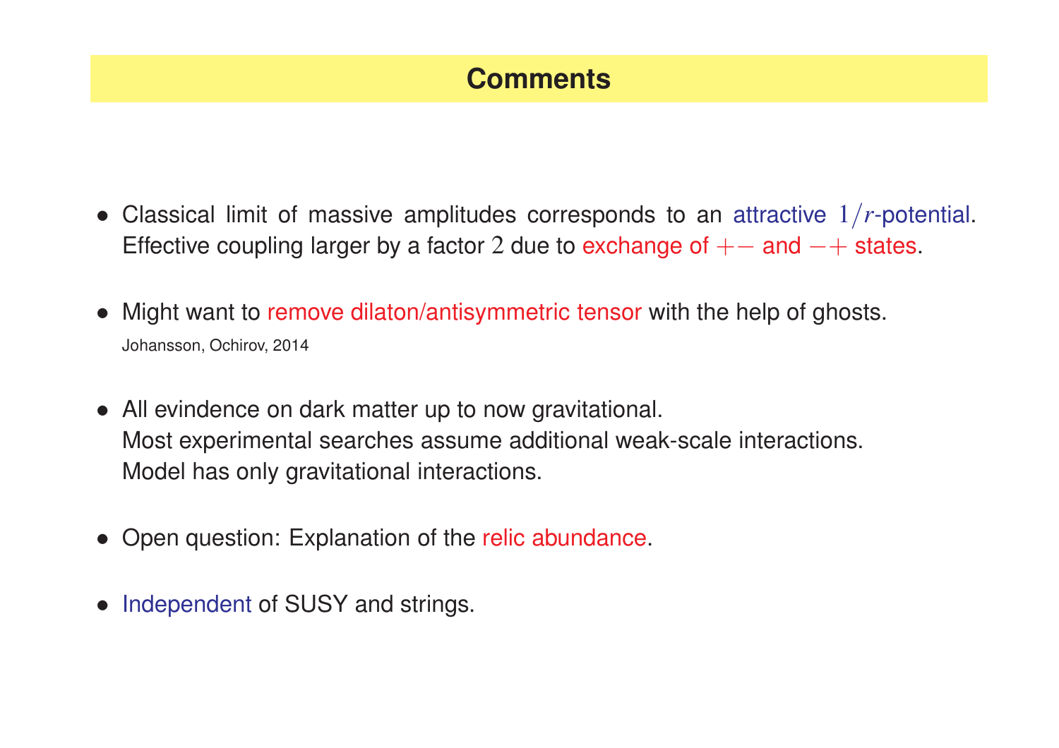# Comments

- Classical limit of massive amplitudes corresponds to an attractive $1/r$-potential. Effective coupling larger by a factor $2$ due to exchange of $+-$ and $-+$ states.

- Might want to remove dilaton/antisymmetric tensor with the help of ghosts.
  Johansson, Ochirov, 2014

- All evindence on dark matter up to now gravitational.
  Most experimental searches assume additional weak-scale interactions.
  Model has only gravitational interactions.

- Open question: Explanation of the relic abundance.

- Independent of SUSY and strings.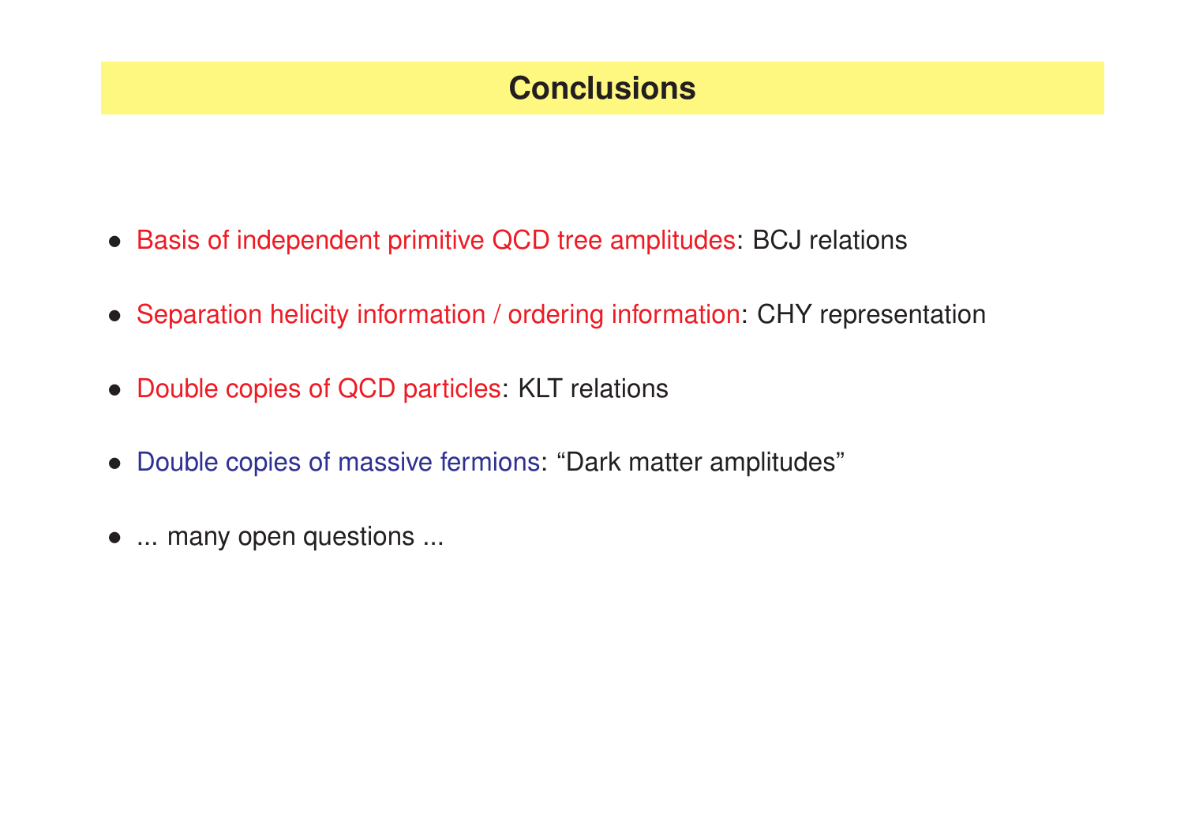# Conclusions

- Basis of independent primitive QCD tree amplitudes: BCJ relations
- Separation helicity information / ordering information: CHY representation
- Double copies of QCD particles: KLT relations
- Double copies of massive fermions: "Dark matter amplitudes"
- ... many open questions ...